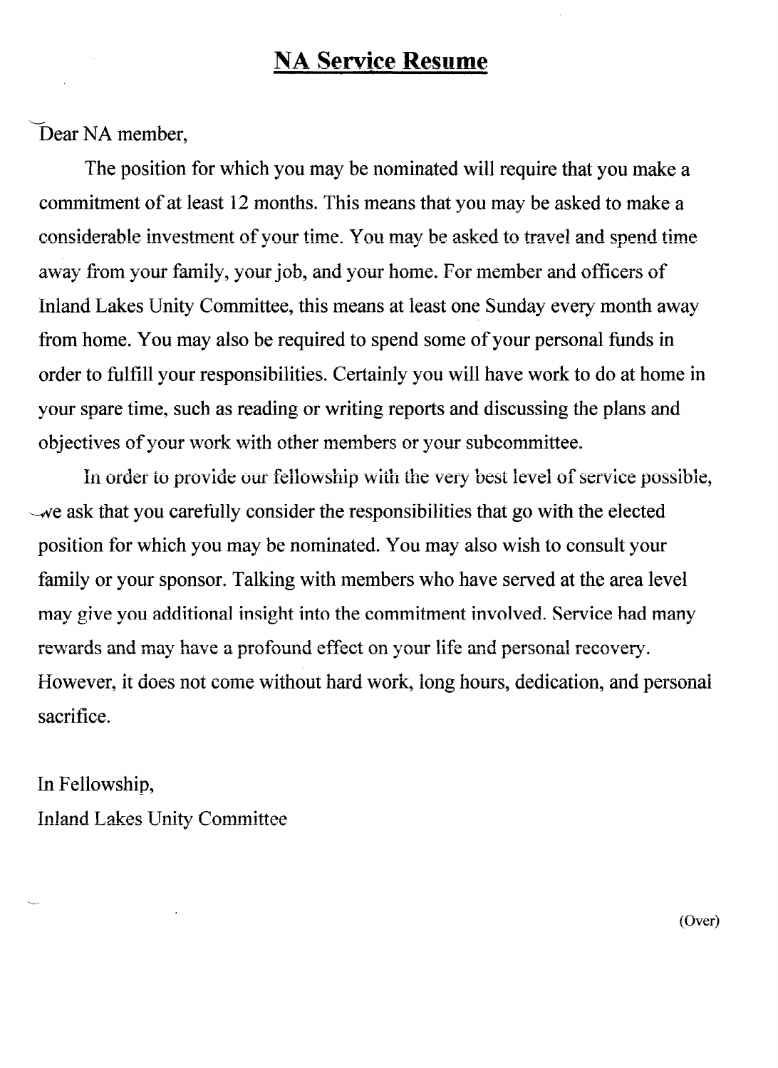# NA Service Resume

Dear NA member,

The position for which you may be nominated will require that you make a commitment of at least 12 months. This means that you may be asked to make a considerable investment of your time. You may be asked to travel and spend time away from your family, your job, and your home. For member and officers of Inland Lakes Unity Committee, this means at least one Sunday every month away from home. You may also be required to spend some of your personal funds in order to fulfill your responsibilities. Certainly you will have work to do at home in your spare time, such as reading or writing reports and discussing the plans and objectives of your work with other members or your subcommittee.

In order to provide our fellowship with the very best level of service possible, we ask that you carefully consider the responsibilities that go with the elected position for which you may be nominated. You may also wish to consult your family or your sponsor. Talking with members who have served at the area level may give you additional insight into the commitment involved. Service had many rewards and may have a profound effect on your life and personal recovery. However, it does not come without hard work, long hours, dedication, and personal sacrifice.

In Fellowship,
Inland Lakes Unity Committee

(Over)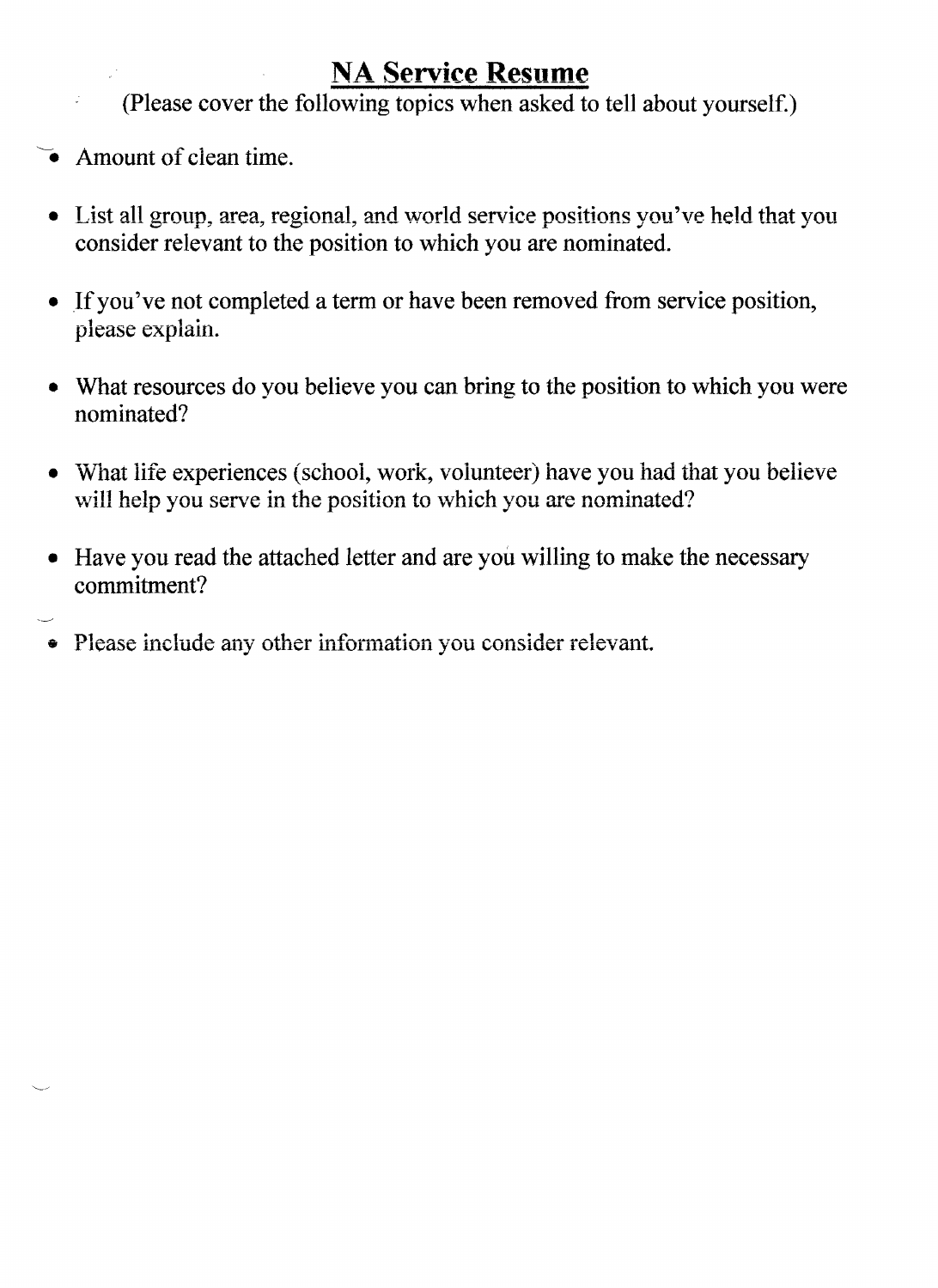# NA Service Resume

(Please cover the following topics when asked to tell about yourself.)

- Amount of clean time.
- List all group, area, regional, and world service positions you've held that you consider relevant to the position to which you are nominated.
- If you've not completed a term or have been removed from service position, please explain.
- What resources do you believe you can bring to the position to which you were nominated?
- What life experiences (school, work, volunteer) have you had that you believe will help you serve in the position to which you are nominated?
- Have you read the attached letter and are you willing to make the necessary commitment?
- Please include any other information you consider relevant.